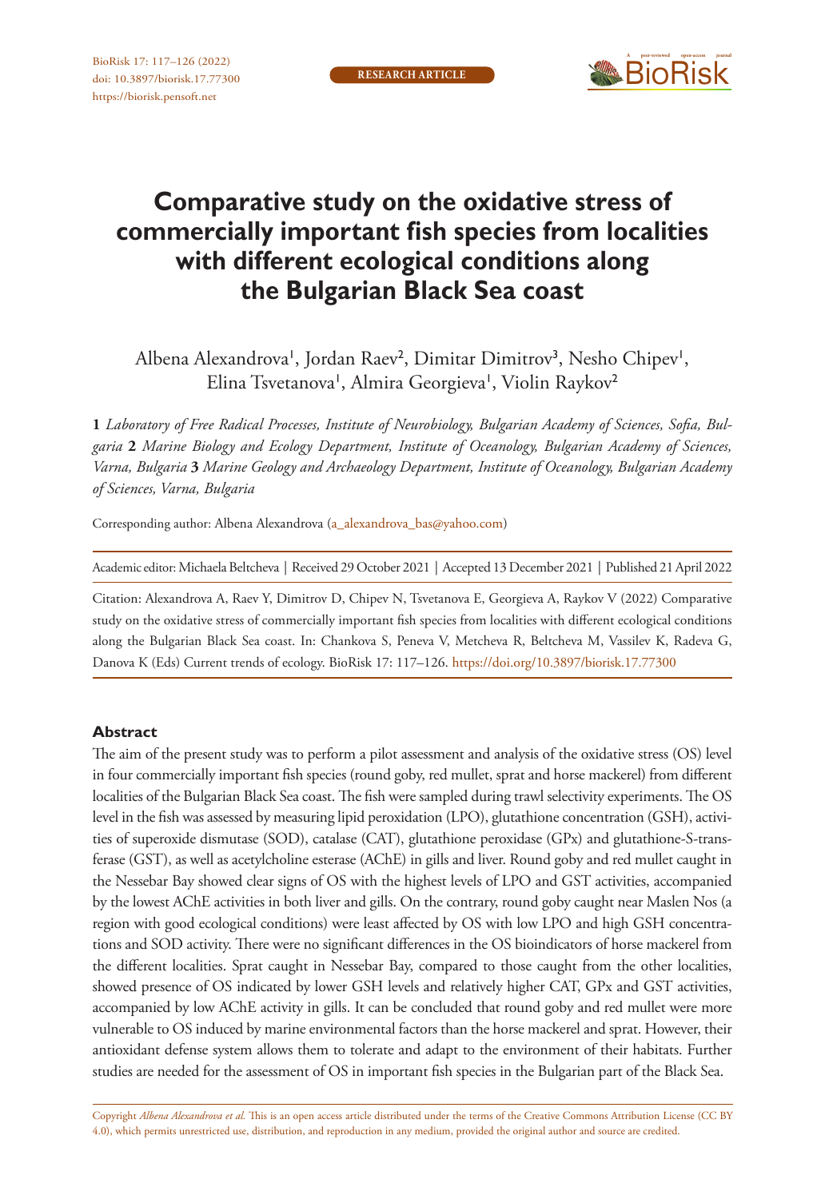RESEARCH ARTICLE

# Comparative study on the oxidative stress of commercially important fish species from localities with different ecological conditions along the Bulgarian Black Sea coast

Albena Alexandrova[1], Jordan Raev[2], Dimitar Dimitrov[3], Nesho Chipev[1], Elina Tsvetanova[1], Almira Georgieva[1], Violin Raykov[2]

**1** *Laboratory of Free Radical Processes, Institute of Neurobiology, Bulgarian Academy of Sciences, Sofia, Bulgaria* **2** *Marine Biology and Ecology Department, Institute of Oceanology, Bulgarian Academy of Sciences, Varna, Bulgaria* **3** *Marine Geology and Archaeology Department, Institute of Oceanology, Bulgarian Academy of Sciences, Varna, Bulgaria*

Corresponding author: Albena Alexandrova (a_alexandrova_bas@yahoo.com)

Academic editor: Michaela Beltcheva | Received 29 October 2021 | Accepted 13 December 2021 | Published 21 April 2022

Citation: Alexandrova A, Raev Y, Dimitrov D, Chipev N, Tsvetanova E, Georgieva A, Raykov V (2022) Comparative study on the oxidative stress of commercially important fish species from localities with different ecological conditions along the Bulgarian Black Sea coast. In: Chankova S, Peneva V, Metcheva R, Beltcheva M, Vassilev K, Radeva G, Danova K (Eds) Current trends of ecology. BioRisk 17: 117–126. https://doi.org/10.3897/biorisk.17.77300

## Abstract

The aim of the present study was to perform a pilot assessment and analysis of the oxidative stress (OS) level in four commercially important fish species (round goby, red mullet, sprat and horse mackerel) from different localities of the Bulgarian Black Sea coast. The fish were sampled during trawl selectivity experiments. The OS level in the fish was assessed by measuring lipid peroxidation (LPO), glutathione concentration (GSH), activities of superoxide dismutase (SOD), catalase (CAT), glutathione peroxidase (GPx) and glutathione-S-transferase (GST), as well as acetylcholine esterase (AChE) in gills and liver. Round goby and red mullet caught in the Nessebar Bay showed clear signs of OS with the highest levels of LPO and GST activities, accompanied by the lowest AChE activities in both liver and gills. On the contrary, round goby caught near Maslen Nos (a region with good ecological conditions) were least affected by OS with low LPO and high GSH concentrations and SOD activity. There were no significant differences in the OS bioindicators of horse mackerel from the different localities. Sprat caught in Nessebar Bay, compared to those caught from the other localities, showed presence of OS indicated by lower GSH levels and relatively higher CAT, GPx and GST activities, accompanied by low AChE activity in gills. It can be concluded that round goby and red mullet were more vulnerable to OS induced by marine environmental factors than the horse mackerel and sprat. However, their antioxidant defense system allows them to tolerate and adapt to the environment of their habitats. Further studies are needed for the assessment of OS in important fish species in the Bulgarian part of the Black Sea.

Copyright *Albena Alexandrova et al.* This is an open access article distributed under the terms of the Creative Commons Attribution License (CC BY 4.0), which permits unrestricted use, distribution, and reproduction in any medium, provided the original author and source are credited.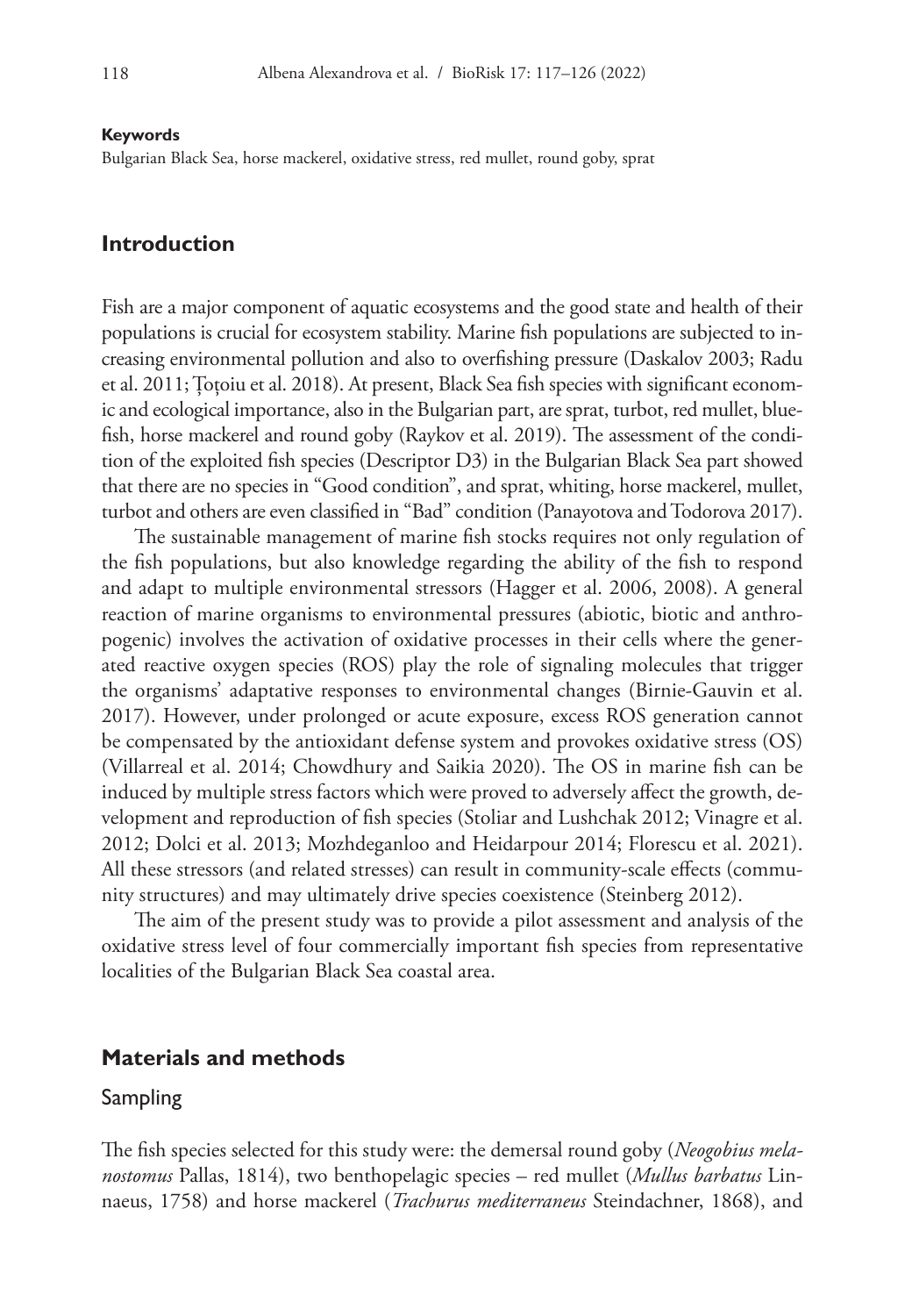#### Keywords

Bulgarian Black Sea, horse mackerel, oxidative stress, red mullet, round goby, sprat

## Introduction

Fish are a major component of aquatic ecosystems and the good state and health of their populations is crucial for ecosystem stability. Marine fish populations are subjected to increasing environmental pollution and also to overfishing pressure (Daskalov 2003; Radu et al. 2011; Țoțoiu et al. 2018). At present, Black Sea fish species with significant economic and ecological importance, also in the Bulgarian part, are sprat, turbot, red mullet, bluefish, horse mackerel and round goby (Raykov et al. 2019). The assessment of the condition of the exploited fish species (Descriptor D3) in the Bulgarian Black Sea part showed that there are no species in "Good condition", and sprat, whiting, horse mackerel, mullet, turbot and others are even classified in "Bad" condition (Panayotova and Todorova 2017).

The sustainable management of marine fish stocks requires not only regulation of the fish populations, but also knowledge regarding the ability of the fish to respond and adapt to multiple environmental stressors (Hagger et al. 2006, 2008). A general reaction of marine organisms to environmental pressures (abiotic, biotic and anthropogenic) involves the activation of oxidative processes in their cells where the generated reactive oxygen species (ROS) play the role of signaling molecules that trigger the organisms' adaptative responses to environmental changes (Birnie-Gauvin et al. 2017). However, under prolonged or acute exposure, excess ROS generation cannot be compensated by the antioxidant defense system and provokes oxidative stress (OS) (Villarreal et al. 2014; Chowdhury and Saikia 2020). The OS in marine fish can be induced by multiple stress factors which were proved to adversely affect the growth, development and reproduction of fish species (Stoliar and Lushchak 2012; Vinagre et al. 2012; Dolci et al. 2013; Mozhdeganloo and Heidarpour 2014; Florescu et al. 2021). All these stressors (and related stresses) can result in community-scale effects (community structures) and may ultimately drive species coexistence (Steinberg 2012).

The aim of the present study was to provide a pilot assessment and analysis of the oxidative stress level of four commercially important fish species from representative localities of the Bulgarian Black Sea coastal area.

## Materials and methods

### Sampling

The fish species selected for this study were: the demersal round goby (*Neogobius melanostomus* Pallas, 1814), two benthopelagic species – red mullet (*Mullus barbatus* Linnaeus, 1758) and horse mackerel (*Trachurus mediterraneus* Steindachner, 1868), and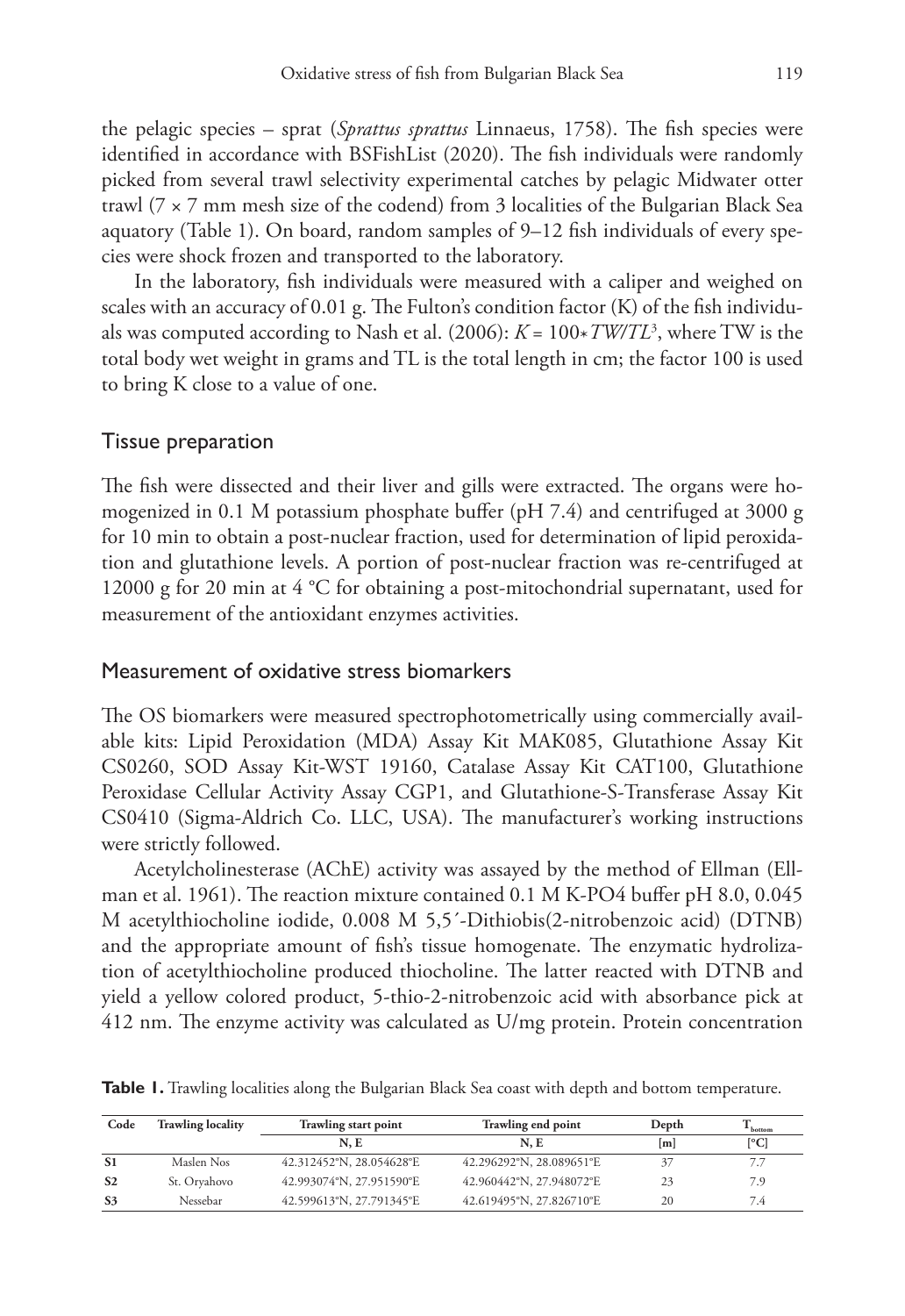the pelagic species – sprat (*Sprattus sprattus* Linnaeus, 1758). The fish species were identified in accordance with BSFishList (2020). The fish individuals were randomly picked from several trawl selectivity experimental catches by pelagic Midwater otter trawl (7 × 7 mm mesh size of the codend) from 3 localities of the Bulgarian Black Sea aquatory (Table 1). On board, random samples of 9–12 fish individuals of every species were shock frozen and transported to the laboratory.

In the laboratory, fish individuals were measured with a caliper and weighed on scales with an accuracy of 0.01 g. The Fulton's condition factor (K) of the fish individuals was computed according to Nash et al. (2006): $K = 100 * TW/TL^3$, where TW is the total body wet weight in grams and TL is the total length in cm; the factor 100 is used to bring K close to a value of one.

## Tissue preparation

The fish were dissected and their liver and gills were extracted. The organs were homogenized in 0.1 M potassium phosphate buffer (pH 7.4) and centrifuged at 3000 g for 10 min to obtain a post-nuclear fraction, used for determination of lipid peroxidation and glutathione levels. A portion of post-nuclear fraction was re-centrifuged at 12000 g for 20 min at 4 °C for obtaining a post-mitochondrial supernatant, used for measurement of the antioxidant enzymes activities.

## Measurement of oxidative stress biomarkers

The OS biomarkers were measured spectrophotometrically using commercially available kits: Lipid Peroxidation (MDA) Assay Kit MAK085, Glutathione Assay Kit CS0260, SOD Assay Kit-WST 19160, Catalase Assay Kit CAT100, Glutathione Peroxidase Cellular Activity Assay CGP1, and Glutathione-S-Transferase Assay Kit CS0410 (Sigma-Aldrich Co. LLC, USA). The manufacturer's working instructions were strictly followed.

Acetylcholinesterase (AChE) activity was assayed by the method of Ellman (Ellman et al. 1961). The reaction mixture contained 0.1 M K-PO4 buffer pH 8.0, 0.045 M acetylthiocholine iodide, 0.008 M 5,5´-Dithiobis(2-nitrobenzoic acid) (DTNB) and the appropriate amount of fish's tissue homogenate. The enzymatic hydrolization of acetylthiocholine produced thiocholine. The latter reacted with DTNB and yield a yellow colored product, 5-thio-2-nitrobenzoic acid with absorbance pick at 412 nm. The enzyme activity was calculated as U/mg protein. Protein concentration

**Table 1.** Trawling localities along the Bulgarian Black Sea coast with depth and bottom temperature.

| Code | Trawling locality | Trawling start point | Trawling end point | Depth | $T_{bottom}$ |
|---|---|---|---|---|---|
| | | N, E | N, E | [m] | [°C] |
| **S1** | Maslen Nos | 42.312452°N, 28.054628°E | 42.296292°N, 28.089651°E | 37 | 7.7 |
| **S2** | St. Oryahovo | 42.993074°N, 27.951590°E | 42.960442°N, 27.948072°E | 23 | 7.9 |
| **S3** | Nessebar | 42.599613°N, 27.791345°E | 42.619495°N, 27.826710°E | 20 | 7.4 |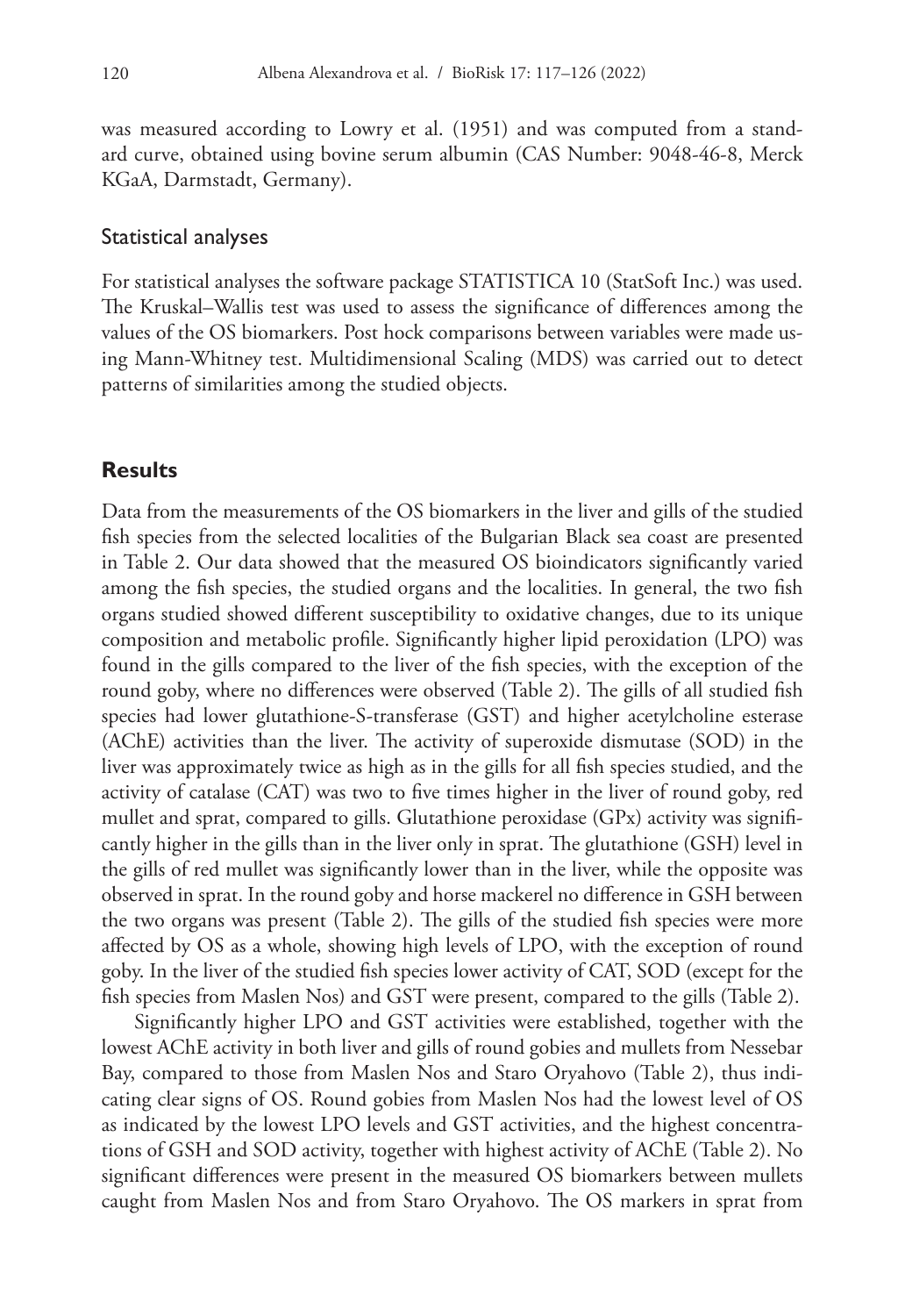was measured according to Lowry et al. (1951) and was computed from a standard curve, obtained using bovine serum albumin (CAS Number: 9048-46-8, Merck KGaA, Darmstadt, Germany).

### Statistical analyses

For statistical analyses the software package STATISTICA 10 (StatSoft Inc.) was used. The Kruskal–Wallis test was used to assess the significance of differences among the values of the OS biomarkers. Post hock comparisons between variables were made using Mann-Whitney test. Multidimensional Scaling (MDS) was carried out to detect patterns of similarities among the studied objects.

## Results

Data from the measurements of the OS biomarkers in the liver and gills of the studied fish species from the selected localities of the Bulgarian Black sea coast are presented in Table 2. Our data showed that the measured OS bioindicators significantly varied among the fish species, the studied organs and the localities. In general, the two fish organs studied showed different susceptibility to oxidative changes, due to its unique composition and metabolic profile. Significantly higher lipid peroxidation (LPO) was found in the gills compared to the liver of the fish species, with the exception of the round goby, where no differences were observed (Table 2). The gills of all studied fish species had lower glutathione-S-transferase (GST) and higher acetylcholine esterase (AChE) activities than the liver. The activity of superoxide dismutase (SOD) in the liver was approximately twice as high as in the gills for all fish species studied, and the activity of catalase (CAT) was two to five times higher in the liver of round goby, red mullet and sprat, compared to gills. Glutathione peroxidase (GPx) activity was significantly higher in the gills than in the liver only in sprat. The glutathione (GSH) level in the gills of red mullet was significantly lower than in the liver, while the opposite was observed in sprat. In the round goby and horse mackerel no difference in GSH between the two organs was present (Table 2). The gills of the studied fish species were more affected by OS as a whole, showing high levels of LPO, with the exception of round goby. In the liver of the studied fish species lower activity of CAT, SOD (except for the fish species from Maslen Nos) and GST were present, compared to the gills (Table 2).

Significantly higher LPO and GST activities were established, together with the lowest AChE activity in both liver and gills of round gobies and mullets from Nessebar Bay, compared to those from Maslen Nos and Staro Oryahovo (Table 2), thus indicating clear signs of OS. Round gobies from Maslen Nos had the lowest level of OS as indicated by the lowest LPO levels and GST activities, and the highest concentrations of GSH and SOD activity, together with highest activity of AChE (Table 2). No significant differences were present in the measured OS biomarkers between mullets caught from Maslen Nos and from Staro Oryahovo. The OS markers in sprat from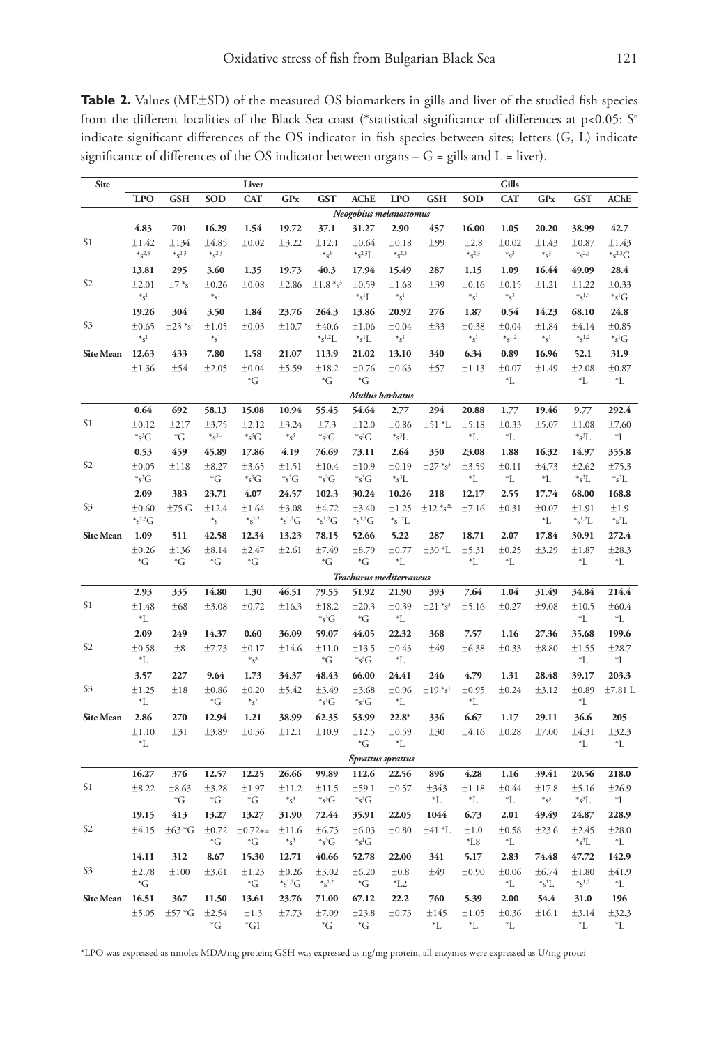**Table 2.** Values (ME±SD) of the measured OS biomarkers in gills and liver of the studied fish species from the different localities of the Black Sea coast (*statistical significance of differences at p<0.05: S[n] indicate significant differences of the OS indicator in fish species between sites; letters (G, L) indicate significance of differences of the OS indicator between organs – G = gills and L = liver).

| Site | Liver | | | | | | | Gills | | | | | |
|---|---|---|---|---|---|---|---|---|---|---|---|---|---|
| | *LPO | GSH | SOD | CAT | GPx | GST | AChE | LPO | GSH | SOD | CAT | GPx | GST | AChE |
| | | | | | | | *Neogobius melanostomus* | | | | | | | |
| S1 | **4.83** ±1.42 *s[2,3] | **701** ±134 *s[2,3] | **16.29** ±4.85 *s[2,3] | **1.54** ±0.02 | **19.72** ±3.22 | **37.1** ±12.1 *s[3] | **31.27** ±0.64 *s[2,3]L | **2.90** ±0.18 *s[2,3] | **457** ±99 | **16.00** ±2.8 *s[2,3] | **1.05** ±0.02 *s[3] | **20.20** ±1.43 *s[3] | **38.99** ±0.87 *s[2,3] | **42.7** ±1.43 *s[2,3]G |
| S2 | **13.81** ±2.01 *s[1] | **295** ±7 *s[1] | **3.60** ±0.26 *s[1] | **1.35** ±0.08 | **19.73** ±2.86 | **40.3** ±1.8 *s[3] | **17.94** ±0.59 *s[1]L | **15.49** ±1.68 *s[1] | **287** ±39 | **1.15** ±0.16 *s[1] | **1.09** ±0.15 *s[3] | **16.44** ±1.21 | **49.09** ±1.22 *s[1,3] | **28.4** ±0.33 *s[1]G |
| S3 | **19.26** ±0.65 *s[1] | **304** ±23 *s[1] | **3.50** ±1.05 *s[1] | **1.84** ±0.03 | **23.76** ±10.7 | **264.3** ±40.6 *s[1,2]L | **13.86** ±1.06 *s[1]L | **20.92** ±0.04 *s[1] | **276** ±33 | **1.87** ±0.38 *s[1] | **0.54** ±0.04 *s[1,2] | **14.23** ±1.84 *s[1] | **68.10** ±4.14 *s[1,2] | **24.8** ±0.85 *s[1]G |
| Site Mean | **12.63** ±1.36 | **433** ±54 | **7.80** ±2.05 | **1.58** ±0.04 *G | **21.07** ±5.59 | **113.9** ±18.2 *G | **21.02** ±0.76 *G | **13.10** ±0.63 | **340** ±57 | **6.34** ±1.13 | **0.89** ±0.07 *L | **16.96** ±1.49 | **52.1** ±2.08 *L | **31.9** ±0.87 *L |
| | | | | | | | *Mullus barbatus* | | | | | | | |
| S1 | **0.64** ±0.12 *s[3]G | **692** ±217 *G | **58.13** ±3.75 *s[3G] | **15.08** ±2.12 *s[3]G | **10.94** ±3.24 *s[3] | **55.45** ±7.3 *s[3]G | **54.64** ±12.0 *s[3]G | **2.77** ±0.86 *s[3]L | **294** ±51 *L | **20.88** ±5.18 *L | **1.77** ±0.33 *L | **19.46** ±5.07 | **9.77** ±1.08 *s[3]L | **292.4** ±7.60 *L |
| S2 | **0.53** ±0.05 *s[3]G | **459** ±118 | **45.89** ±8.27 *G | **17.86** ±3.65 *s[3]G | **4.19** ±1.51 *s[3]G | **76.69** ±10.4 *s[3]G | **73.11** ±10.9 *s[3]G | **2.64** ±0.19 *s[3]L | **350** ±27 *s[3] | **23.08** ±3.59 *L | **1.88** ±0.11 *L | **16.32** ±4.73 *L | **14.97** ±2.62 *s[3]L | **355.8** ±75.3 *s[3]L |
| S3 | **2.09** ±0.60 *s[2,3]G | **383** ±75 G | **23.71** ±12.4 *s[1] | **4.07** ±1.64 *s[1,2] | **24.57** ±3.08 *s[1,2]G | **102.3** ±4.72 *s[1,2]G | **30.24** ±3.40 *s[1,2]G | **10.26** ±1.25 *s[1,2]L | **218** ±12 *s[2L] | **12.17** ±7.16 | **2.55** ±0.31 | **17.74** ±0.07 *L | **68.00** ±1.91 *s[1,2]L | **168.8** ±1.9 *s[2]L |
| Site Mean | **1.09** ±0.26 *G | **511** ±136 *G | **42.58** ±8.14 *G | **12.34** ±2.47 *G | **13.23** ±2.61 | **78.15** ±7.49 *G | **52.66** ±8.79 *G | **5.22** ±0.77 *L | **287** ±30 *L | **18.71** ±5.31 *L | **2.07** ±0.25 *L | **17.84** ±3.29 | **30.91** ±1.87 *L | **272.4** ±28.3 *L |
| | | | | | | | *Trachurus mediterraneus* | | | | | | | |
| S1 | **2.93** ±1.48 *L | **335** ±68 | **14.80** ±3.08 | **1.30** ±0.72 | **46.51** ±16.3 | **79.55** ±18.2 *s[3]G | **51.92** ±20.3 *G | **21.90** ±0.39 *L | **393** ±21 *s[3] | **7.64** ±5.16 | **1.04** ±0.27 | **31.49** ±9.08 | **34.84** ±10.5 *L | **214.4** ±60.4 *L |
| S2 | **2.09** ±0.58 *L | **249** ±8 | **14.37** ±7.73 | **0.60** ±0.17 *s[3] | **36.09** ±14.6 | **59.07** ±11.0 *G | **44.05** ±13.5 *s[3]G | **22.32** ±0.43 *L | **368** ±49 | **7.57** ±6.38 | **1.16** ±0.33 | **27.36** ±8.80 | **35.68** ±1.55 *L | **199.6** ±28.7 *L |
| S3 | **3.57** ±1.25 *L | **227** ±18 | **9.64** ±0.86 *G | **1.73** ±0.20 *s[2] | **34.37** ±5.42 | **48.43** ±3.49 *s[1]G | **66.00** ±3.68 *s[2]G | **24.41** ±0.96 *L | **246** ±19 *s[1] | **4.79** ±0.95 *L | **1.31** ±0.24 | **28.48** ±3.12 | **39.17** ±0.89 *L | **203.3** ±7.81 L |
| Site Mean | **2.86** ±1.10 *L | **270** ±31 | **12.94** ±3.89 | **1.21** ±0.36 | **38.99** ±12.1 | **62.35** ±10.9 | **53.99** ±12.5 *G | **22.8*** ±0.59 *L | **336** ±30 | **6.67** ±4.16 | **1.17** ±0.28 | **29.11** ±7.00 | **36.6** ±4.31 *L | **205** ±32.3 *L |
| | | | | | | | *Sprattus sprattus* | | | | | | | |
| S1 | **16.27** ±8.22 | **376** ±8.63 *G | **12.57** ±3.28 *G | **12.25** ±1.97 *G | **26.66** ±11.2 *s[3] | **99.89** ±11.5 *s[3]G | **112.6** ±59.1 *s[2]G | **22.56** ±0.57 | **896** ±343 *L | **4.28** ±1.18 *L | **1.16** ±0.44 *L | **39.41** ±17.8 *s[3] | **20.56** ±5.16 *s[3]L | **218.0** ±26.9 *L |
| S2 | **19.15** ±4.15 | **413** ±63 *G | **13.27** ±0.72 *G | **13.27** ±0.72+= *G | **31.90** ±11.6 *s[3] | **72.44** ±6.73 *s[3]G | **35.91** ±6.03 *s[1]G | **22.05** ±0.80 | **1044** ±41 *L | **6.73** ±1.0 *L8 | **2.01** ±0.58 *L | **49.49** ±23.6 | **24.87** ±2.45 *s[3]L | **228.9** ±28.0 *L |
| S3 | **14.11** ±2.78 *G | **312** ±100 | **8.67** ±3.61 | **15.30** ±1.23 *G | **12.71** ±0.26 *s[1,2]G | **40.66** ±3.02 *s[1,2] | **52.78** ±6.20 *G | **22.00** ±0.8 *L2 | **341** ±49 | **5.17** ±0.90 | **2.83** ±0.06 *L | **74.48** ±6.74 *s[1]L | **47.72** ±1.80 *s[1,2] | **142.9** ±41.9 *L |
| Site Mean | **16.51** ±5.05 | **367** ±57 *G | **11.50** ±2.54 *G | **13.61** ±1.3 *G1 | **23.76** ±7.73 | **71.00** ±7.09 *G | **67.12** ±23.8 *G | **22.2** ±0.73 | **760** ±145 *L | **5.39** ±1.05 *L | **2.00** ±0.36 *L | **54.4** ±16.1 | **31.0** ±3.14 *L | **196** ±32.3 *L |

*LPO was expressed as nmoles MDA/mg protein; GSH was expressed as ng/mg protein, all enzymes were expressed as U/mg protei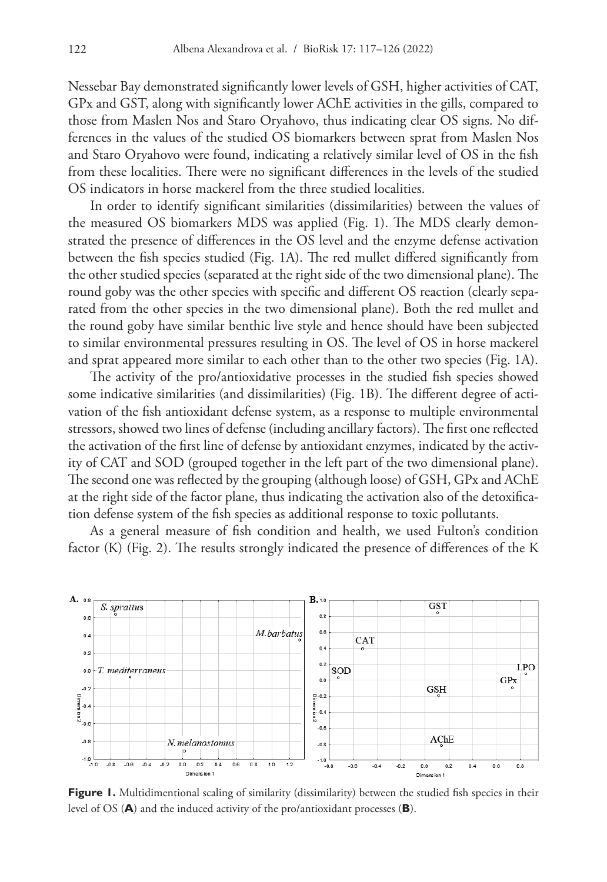Nessebar Bay demonstrated significantly lower levels of GSH, higher activities of CAT, GPx and GST, along with significantly lower AChE activities in the gills, compared to those from Maslen Nos and Staro Oryahovo, thus indicating clear OS signs. No differences in the values of the studied OS biomarkers between sprat from Maslen Nos and Staro Oryahovo were found, indicating a relatively similar level of OS in the fish from these localities. There were no significant differences in the levels of the studied OS indicators in horse mackerel from the three studied localities.

In order to identify significant similarities (dissimilarities) between the values of the measured OS biomarkers MDS was applied (Fig. 1). The MDS clearly demonstrated the presence of differences in the OS level and the enzyme defense activation between the fish species studied (Fig. 1A). The red mullet differed significantly from the other studied species (separated at the right side of the two dimensional plane). The round goby was the other species with specific and different OS reaction (clearly separated from the other species in the two dimensional plane). Both the red mullet and the round goby have similar benthic live style and hence should have been subjected to similar environmental pressures resulting in OS. The level of OS in horse mackerel and sprat appeared more similar to each other than to the other two species (Fig. 1A).

The activity of the pro/antioxidative processes in the studied fish species showed some indicative similarities (and dissimilarities) (Fig. 1B). The different degree of activation of the fish antioxidant defense system, as a response to multiple environmental stressors, showed two lines of defense (including ancillary factors). The first one reflected the activation of the first line of defense by antioxidant enzymes, indicated by the activity of CAT and SOD (grouped together in the left part of the two dimensional plane). The second one was reflected by the grouping (although loose) of GSH, GPx and AChE at the right side of the factor plane, thus indicating the activation also of the detoxification defense system of the fish species as additional response to toxic pollutants.

As a general measure of fish condition and health, we used Fulton's condition factor (K) (Fig. 2). The results strongly indicated the presence of differences of the K

**Figure 1.** Multidimentional scaling of similarity (dissimilarity) between the studied fish species in their level of OS (**A**) and the induced activity of the pro/antioxidant processes (**B**).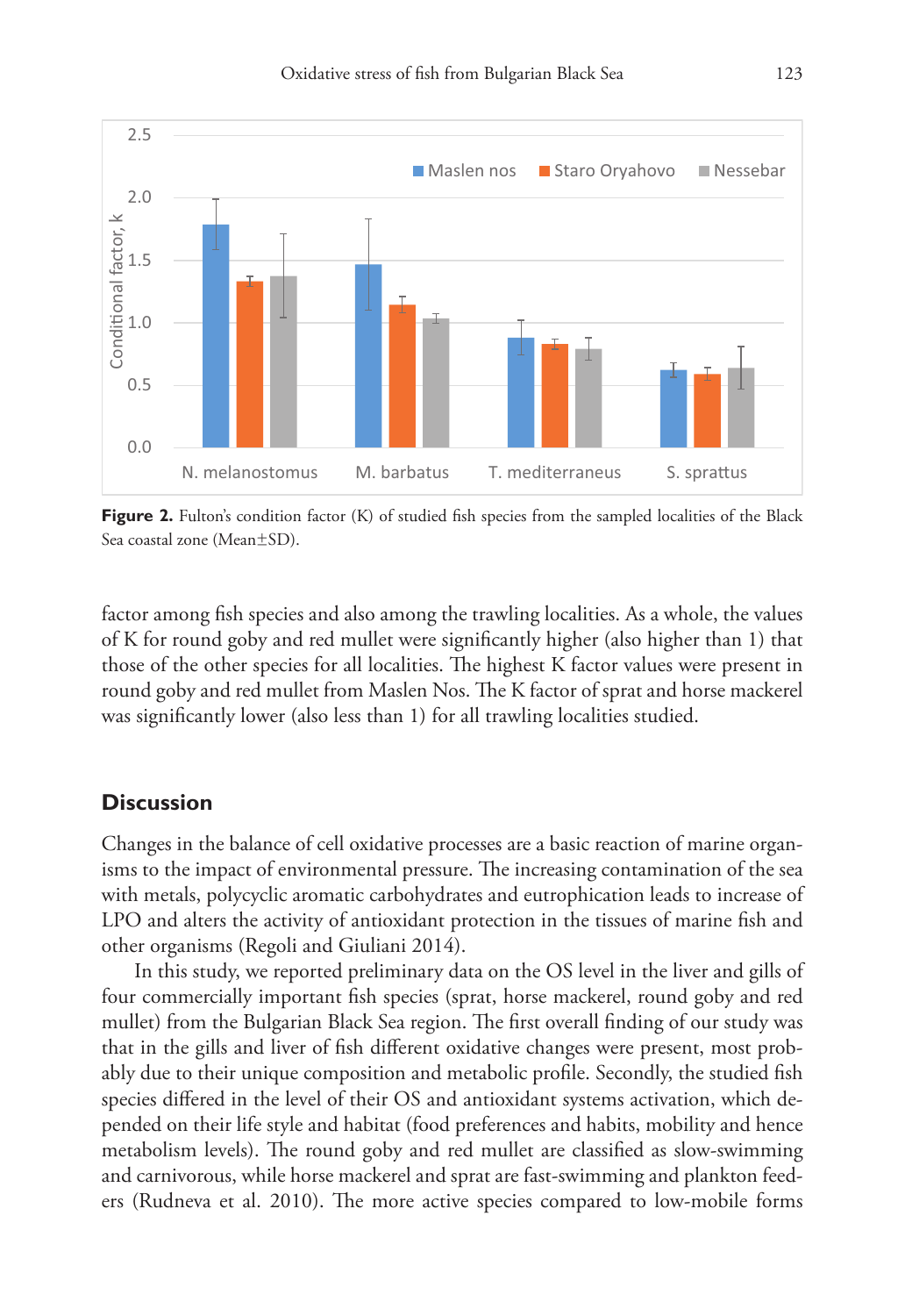**Figure 2.** Fulton's condition factor (K) of studied fish species from the sampled localities of the Black Sea coastal zone (Mean±SD).

factor among fish species and also among the trawling localities. As a whole, the values of K for round goby and red mullet were significantly higher (also higher than 1) that those of the other species for all localities. The highest K factor values were present in round goby and red mullet from Maslen Nos. The K factor of sprat and horse mackerel was significantly lower (also less than 1) for all trawling localities studied.

## Discussion

Changes in the balance of cell oxidative processes are a basic reaction of marine organisms to the impact of environmental pressure. The increasing contamination of the sea with metals, polycyclic aromatic carbohydrates and eutrophication leads to increase of LPO and alters the activity of antioxidant protection in the tissues of marine fish and other organisms (Regoli and Giuliani 2014).

In this study, we reported preliminary data on the OS level in the liver and gills of four commercially important fish species (sprat, horse mackerel, round goby and red mullet) from the Bulgarian Black Sea region. The first overall finding of our study was that in the gills and liver of fish different oxidative changes were present, most probably due to their unique composition and metabolic profile. Secondly, the studied fish species differed in the level of their OS and antioxidant systems activation, which depended on their life style and habitat (food preferences and habits, mobility and hence metabolism levels). The round goby and red mullet are classified as slow-swimming and carnivorous, while horse mackerel and sprat are fast-swimming and plankton feeders (Rudneva et al. 2010). The more active species compared to low-mobile forms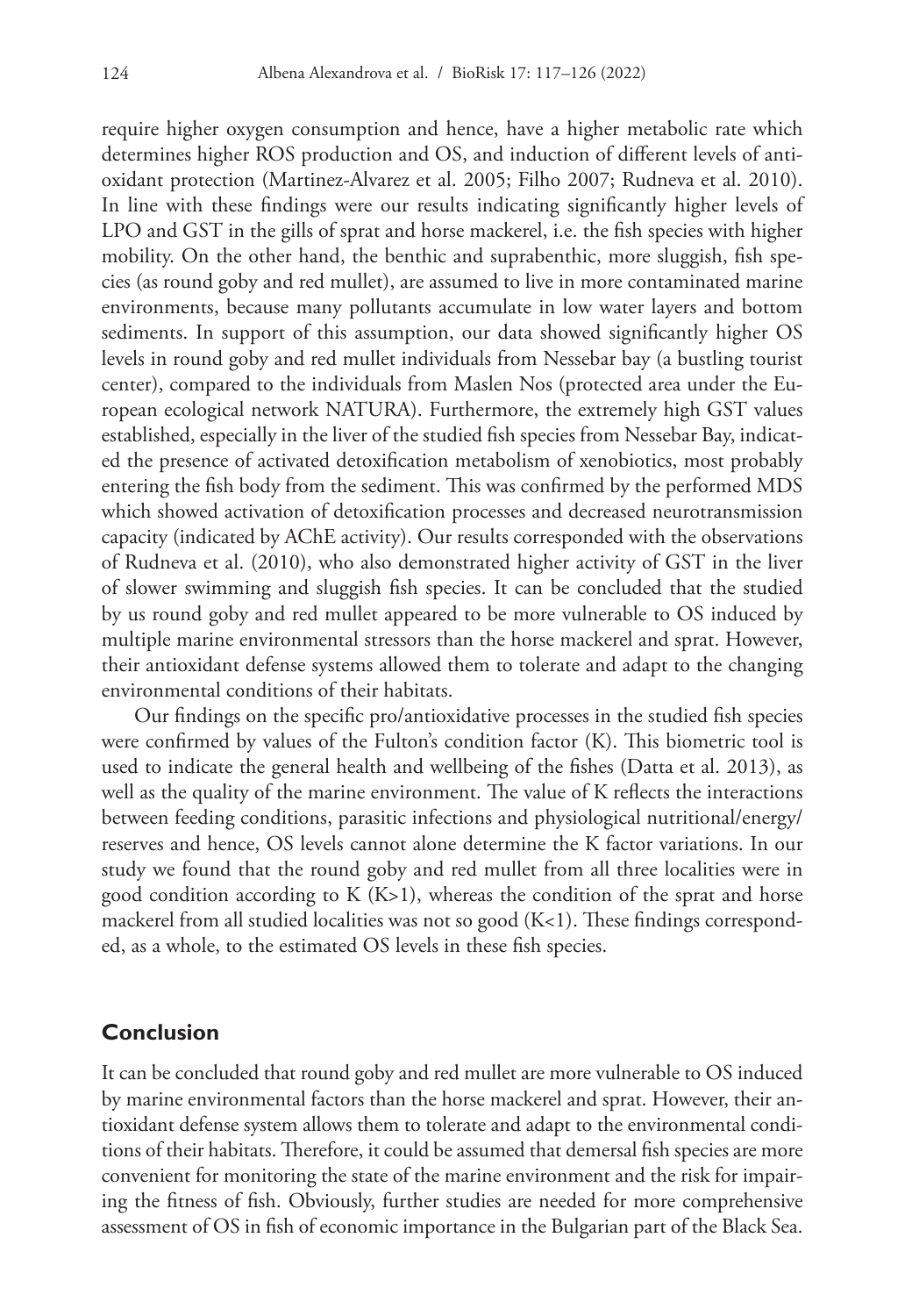require higher oxygen consumption and hence, have a higher metabolic rate which determines higher ROS production and OS, and induction of different levels of antioxidant protection (Martinez-Alvarez et al. 2005; Filho 2007; Rudneva et al. 2010). In line with these findings were our results indicating significantly higher levels of LPO and GST in the gills of sprat and horse mackerel, i.e. the fish species with higher mobility. On the other hand, the benthic and suprabenthic, more sluggish, fish species (as round goby and red mullet), are assumed to live in more contaminated marine environments, because many pollutants accumulate in low water layers and bottom sediments. In support of this assumption, our data showed significantly higher OS levels in round goby and red mullet individuals from Nessebar bay (a bustling tourist center), compared to the individuals from Maslen Nos (protected area under the European ecological network NATURA). Furthermore, the extremely high GST values established, especially in the liver of the studied fish species from Nessebar Bay, indicated the presence of activated detoxification metabolism of xenobiotics, most probably entering the fish body from the sediment. This was confirmed by the performed MDS which showed activation of detoxification processes and decreased neurotransmission capacity (indicated by AChE activity). Our results corresponded with the observations of Rudneva et al. (2010), who also demonstrated higher activity of GST in the liver of slower swimming and sluggish fish species. It can be concluded that the studied by us round goby and red mullet appeared to be more vulnerable to OS induced by multiple marine environmental stressors than the horse mackerel and sprat. However, their antioxidant defense systems allowed them to tolerate and adapt to the changing environmental conditions of their habitats.

Our findings on the specific pro/antioxidative processes in the studied fish species were confirmed by values of the Fulton's condition factor (K). This biometric tool is used to indicate the general health and wellbeing of the fishes (Datta et al. 2013), as well as the quality of the marine environment. The value of K reflects the interactions between feeding conditions, parasitic infections and physiological nutritional/energy/reserves and hence, OS levels cannot alone determine the K factor variations. In our study we found that the round goby and red mullet from all three localities were in good condition according to K ($K>1$), whereas the condition of the sprat and horse mackerel from all studied localities was not so good ($K<1$). These findings corresponded, as a whole, to the estimated OS levels in these fish species.

## Conclusion

It can be concluded that round goby and red mullet are more vulnerable to OS induced by marine environmental factors than the horse mackerel and sprat. However, their antioxidant defense system allows them to tolerate and adapt to the environmental conditions of their habitats. Therefore, it could be assumed that demersal fish species are more convenient for monitoring the state of the marine environment and the risk for impairing the fitness of fish. Obviously, further studies are needed for more comprehensive assessment of OS in fish of economic importance in the Bulgarian part of the Black Sea.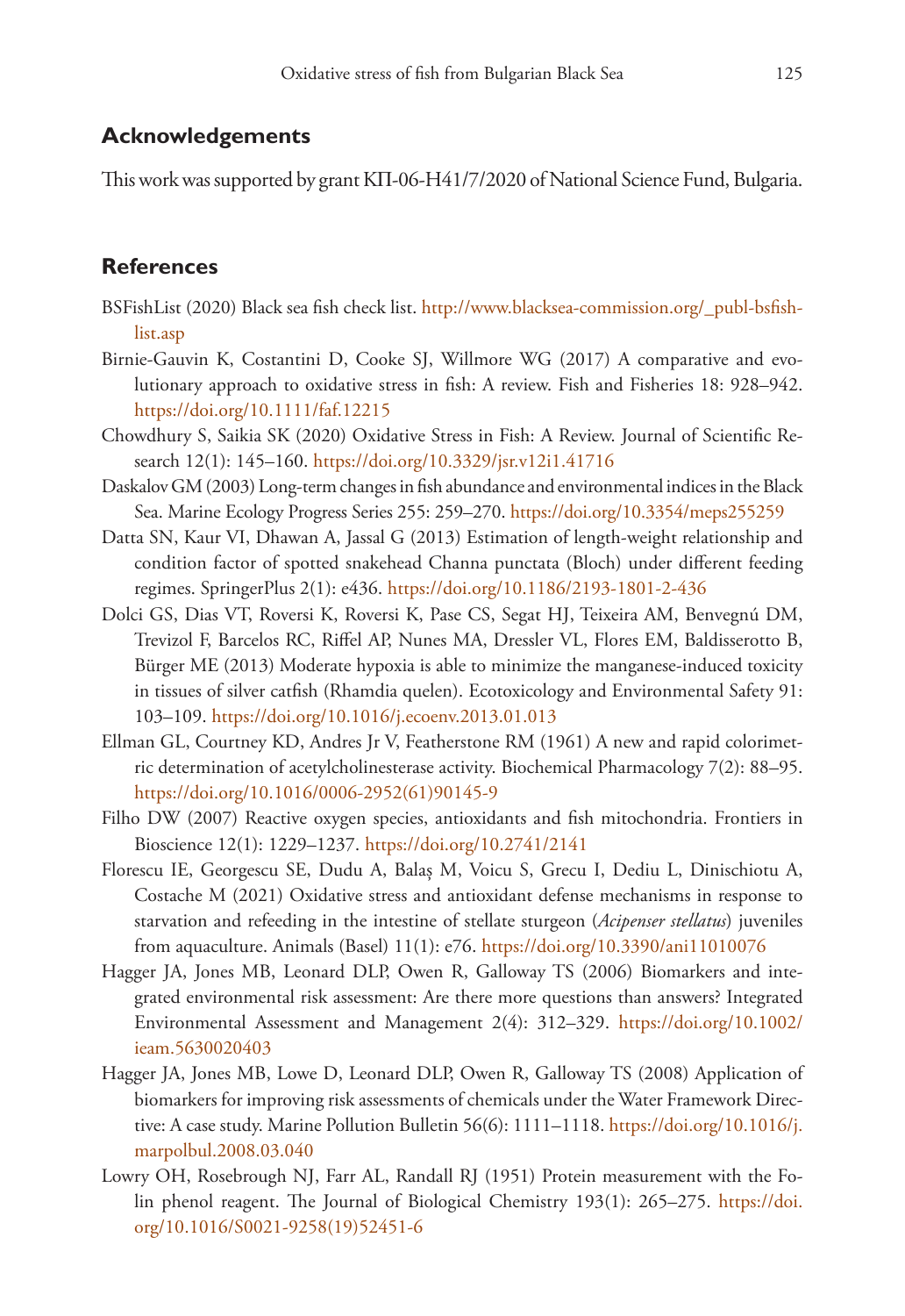## Acknowledgements

This work was supported by grant КП-06-Н41/7/2020 of National Science Fund, Bulgaria.

## References

BSFishList (2020) Black sea fish check list. http://www.blacksea-commission.org/_publ-bsfish-list.asp

Birnie-Gauvin K, Costantini D, Cooke SJ, Willmore WG (2017) A comparative and evolutionary approach to oxidative stress in fish: A review. Fish and Fisheries 18: 928–942. https://doi.org/10.1111/faf.12215

Chowdhury S, Saikia SK (2020) Oxidative Stress in Fish: A Review. Journal of Scientific Research 12(1): 145–160. https://doi.org/10.3329/jsr.v12i1.41716

Daskalov GM (2003) Long-term changes in fish abundance and environmental indices in the Black Sea. Marine Ecology Progress Series 255: 259–270. https://doi.org/10.3354/meps255259

Datta SN, Kaur VI, Dhawan A, Jassal G (2013) Estimation of length-weight relationship and condition factor of spotted snakehead Channa punctata (Bloch) under different feeding regimes. SpringerPlus 2(1): e436. https://doi.org/10.1186/2193-1801-2-436

Dolci GS, Dias VT, Roversi K, Roversi K, Pase CS, Segat HJ, Teixeira AM, Benvegnú DM, Trevizol F, Barcelos RC, Riffel AP, Nunes MA, Dressler VL, Flores EM, Baldisserotto B, Bürger ME (2013) Moderate hypoxia is able to minimize the manganese-induced toxicity in tissues of silver catfish (Rhamdia quelen). Ecotoxicology and Environmental Safety 91: 103–109. https://doi.org/10.1016/j.ecoenv.2013.01.013

Ellman GL, Courtney KD, Andres Jr V, Featherstone RM (1961) A new and rapid colorimetric determination of acetylcholinesterase activity. Biochemical Pharmacology 7(2): 88–95. https://doi.org/10.1016/0006-2952(61)90145-9

Filho DW (2007) Reactive oxygen species, antioxidants and fish mitochondria. Frontiers in Bioscience 12(1): 1229–1237. https://doi.org/10.2741/2141

Florescu IE, Georgescu SE, Dudu A, Balaș M, Voicu S, Grecu I, Dediu L, Dinischiotu A, Costache M (2021) Oxidative stress and antioxidant defense mechanisms in response to starvation and refeeding in the intestine of stellate sturgeon (*Acipenser stellatus*) juveniles from aquaculture. Animals (Basel) 11(1): e76. https://doi.org/10.3390/ani11010076

Hagger JA, Jones MB, Leonard DLP, Owen R, Galloway TS (2006) Biomarkers and integrated environmental risk assessment: Are there more questions than answers? Integrated Environmental Assessment and Management 2(4): 312–329. https://doi.org/10.1002/ieam.5630020403

Hagger JA, Jones MB, Lowe D, Leonard DLP, Owen R, Galloway TS (2008) Application of biomarkers for improving risk assessments of chemicals under the Water Framework Directive: A case study. Marine Pollution Bulletin 56(6): 1111–1118. https://doi.org/10.1016/j.marpolbul.2008.03.040

Lowry OH, Rosebrough NJ, Farr AL, Randall RJ (1951) Protein measurement with the Folin phenol reagent. The Journal of Biological Chemistry 193(1): 265–275. https://doi.org/10.1016/S0021-9258(19)52451-6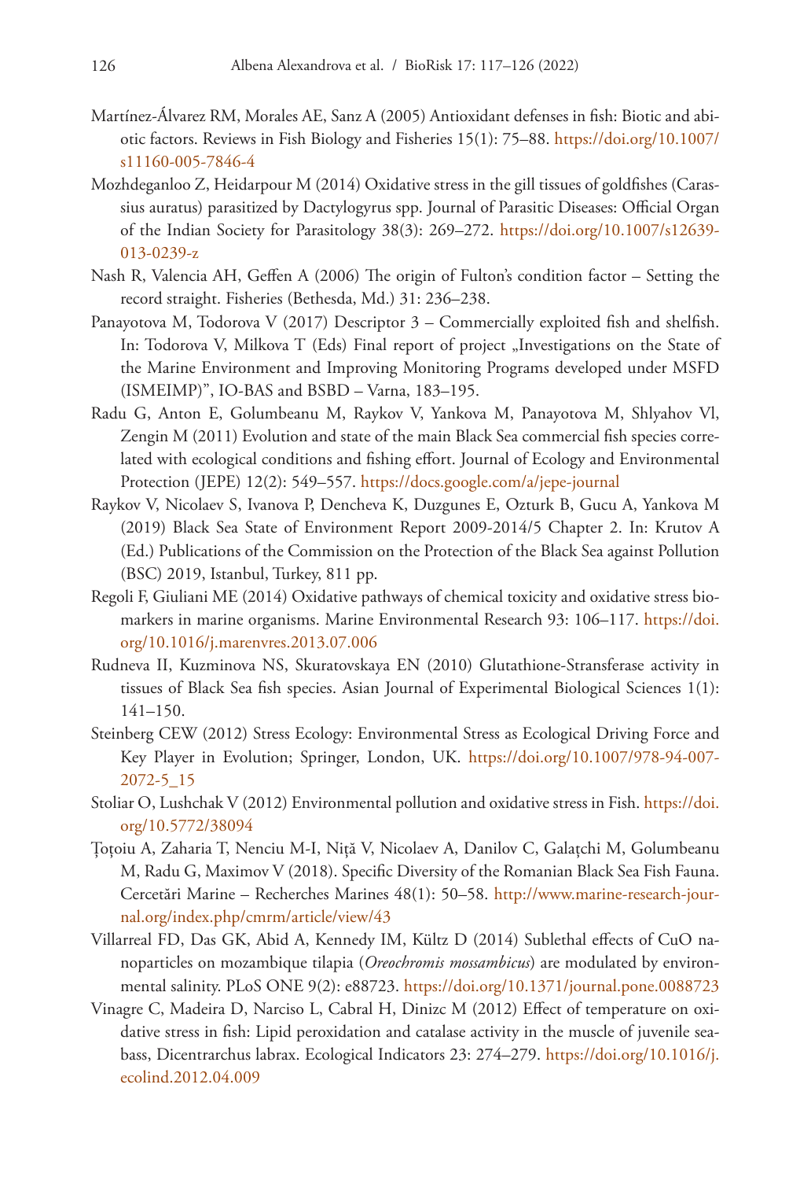Martínez-Álvarez RM, Morales AE, Sanz A (2005) Antioxidant defenses in fish: Biotic and abiotic factors. Reviews in Fish Biology and Fisheries 15(1): 75–88. https://doi.org/10.1007/s11160-005-7846-4

Mozhdeganloo Z, Heidarpour M (2014) Oxidative stress in the gill tissues of goldfishes (Carassius auratus) parasitized by Dactylogyrus spp. Journal of Parasitic Diseases: Official Organ of the Indian Society for Parasitology 38(3): 269–272. https://doi.org/10.1007/s12639-013-0239-z

Nash R, Valencia AH, Geffen A (2006) The origin of Fulton's condition factor – Setting the record straight. Fisheries (Bethesda, Md.) 31: 236–238.

Panayotova M, Todorova V (2017) Descriptor 3 – Commercially exploited fish and shelfish. In: Todorova V, Milkova T (Eds) Final report of project „Investigations on the State of the Marine Environment and Improving Monitoring Programs developed under MSFD (ISMEIMP)", IO-BAS and BSBD – Varna, 183–195.

Radu G, Anton E, Golumbeanu M, Raykov V, Yankova M, Panayotova M, Shlyahov Vl, Zengin M (2011) Evolution and state of the main Black Sea commercial fish species correlated with ecological conditions and fishing effort. Journal of Ecology and Environmental Protection (JEPE) 12(2): 549–557. https://docs.google.com/a/jepe-journal

Raykov V, Nicolaev S, Ivanova P, Dencheva K, Duzgunes E, Ozturk B, Gucu A, Yankova M (2019) Black Sea State of Environment Report 2009-2014/5 Chapter 2. In: Krutov A (Ed.) Publications of the Commission on the Protection of the Black Sea against Pollution (BSC) 2019, Istanbul, Turkey, 811 pp.

Regoli F, Giuliani ME (2014) Oxidative pathways of chemical toxicity and oxidative stress biomarkers in marine organisms. Marine Environmental Research 93: 106–117. https://doi.org/10.1016/j.marenvres.2013.07.006

Rudneva II, Kuzminova NS, Skuratovskaya EN (2010) Glutathione-Stransferase activity in tissues of Black Sea fish species. Asian Journal of Experimental Biological Sciences 1(1): 141–150.

Steinberg CEW (2012) Stress Ecology: Environmental Stress as Ecological Driving Force and Key Player in Evolution; Springer, London, UK. https://doi.org/10.1007/978-94-007-2072-5_15

Stoliar O, Lushchak V (2012) Environmental pollution and oxidative stress in Fish. https://doi.org/10.5772/38094

Țoțoiu A, Zaharia T, Nenciu M-I, Niță V, Nicolaev A, Danilov C, Galațchi M, Golumbeanu M, Radu G, Maximov V (2018). Specific Diversity of the Romanian Black Sea Fish Fauna. Cercetări Marine – Recherches Marines 48(1): 50–58. http://www.marine-research-journal.org/index.php/cmrm/article/view/43

Villarreal FD, Das GK, Abid A, Kennedy IM, Kültz D (2014) Sublethal effects of CuO nanoparticles on mozambique tilapia (*Oreochromis mossambicus*) are modulated by environmental salinity. PLoS ONE 9(2): e88723. https://doi.org/10.1371/journal.pone.0088723

Vinagre C, Madeira D, Narciso L, Cabral H, Dinizc M (2012) Effect of temperature on oxidative stress in fish: Lipid peroxidation and catalase activity in the muscle of juvenile seabass, Dicentrarchus labrax. Ecological Indicators 23: 274–279. https://doi.org/10.1016/j.ecolind.2012.04.009